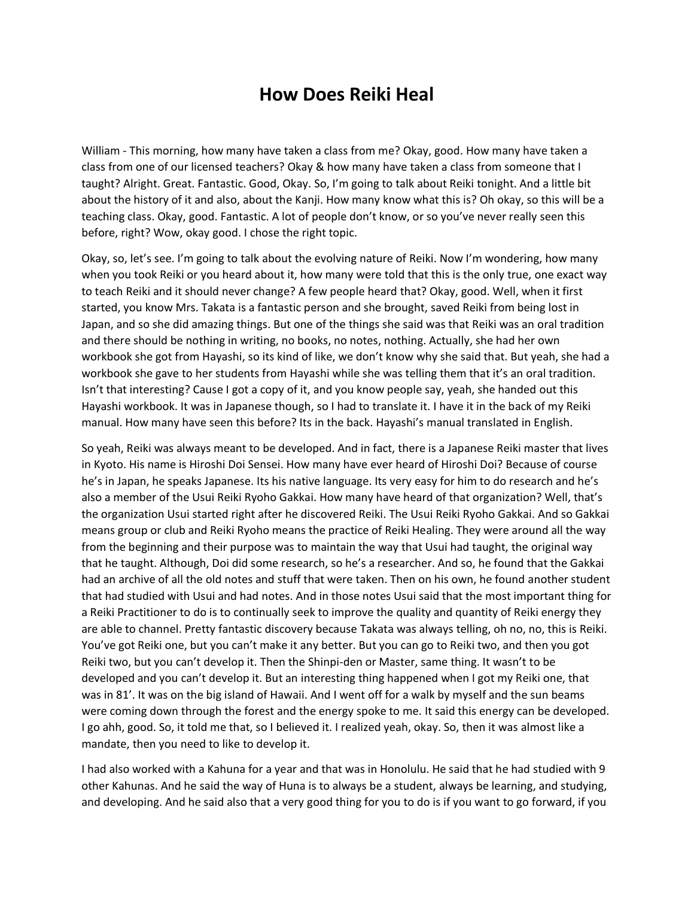# How Does Reiki Heal

William - This morning, how many have taken a class from me? Okay, good. How many have taken a class from one of our licensed teachers? Okay & how many have taken a class from someone that I taught? Alright. Great. Fantastic. Good, Okay. So, I'm going to talk about Reiki tonight. And a little bit about the history of it and also, about the Kanji. How many know what this is? Oh okay, so this will be a teaching class. Okay, good. Fantastic. A lot of people don't know, or so you've never really seen this before, right? Wow, okay good. I chose the right topic.

Okay, so, let's see. I'm going to talk about the evolving nature of Reiki. Now I'm wondering, how many when you took Reiki or you heard about it, how many were told that this is the only true, one exact way to teach Reiki and it should never change? A few people heard that? Okay, good. Well, when it first started, you know Mrs. Takata is a fantastic person and she brought, saved Reiki from being lost in Japan, and so she did amazing things. But one of the things she said was that Reiki was an oral tradition and there should be nothing in writing, no books, no notes, nothing. Actually, she had her own workbook she got from Hayashi, so its kind of like, we don't know why she said that. But yeah, she had a workbook she gave to her students from Hayashi while she was telling them that it's an oral tradition. Isn't that interesting? Cause I got a copy of it, and you know people say, yeah, she handed out this Hayashi workbook. It was in Japanese though, so I had to translate it. I have it in the back of my Reiki manual. How many have seen this before? Its in the back. Hayashi's manual translated in English.

So yeah, Reiki was always meant to be developed. And in fact, there is a Japanese Reiki master that lives in Kyoto. His name is Hiroshi Doi Sensei. How many have ever heard of Hiroshi Doi? Because of course he's in Japan, he speaks Japanese. Its his native language. Its very easy for him to do research and he's also a member of the Usui Reiki Ryoho Gakkai. How many have heard of that organization? Well, that's the organization Usui started right after he discovered Reiki. The Usui Reiki Ryoho Gakkai. And so Gakkai means group or club and Reiki Ryoho means the practice of Reiki Healing. They were around all the way from the beginning and their purpose was to maintain the way that Usui had taught, the original way that he taught. Although, Doi did some research, so he's a researcher. And so, he found that the Gakkai had an archive of all the old notes and stuff that were taken. Then on his own, he found another student that had studied with Usui and had notes. And in those notes Usui said that the most important thing for a Reiki Practitioner to do is to continually seek to improve the quality and quantity of Reiki energy they are able to channel. Pretty fantastic discovery because Takata was always telling, oh no, no, this is Reiki. You've got Reiki one, but you can't make it any better. But you can go to Reiki two, and then you got Reiki two, but you can't develop it. Then the Shinpi-den or Master, same thing. It wasn't to be developed and you can't develop it. But an interesting thing happened when I got my Reiki one, that was in 81'. It was on the big island of Hawaii. And I went off for a walk by myself and the sun beams were coming down through the forest and the energy spoke to me. It said this energy can be developed. I go ahh, good. So, it told me that, so I believed it. I realized yeah, okay. So, then it was almost like a mandate, then you need to like to develop it.

I had also worked with a Kahuna for a year and that was in Honolulu. He said that he had studied with 9 other Kahunas. And he said the way of Huna is to always be a student, always be learning, and studying, and developing. And he said also that a very good thing for you to do is if you want to go forward, if you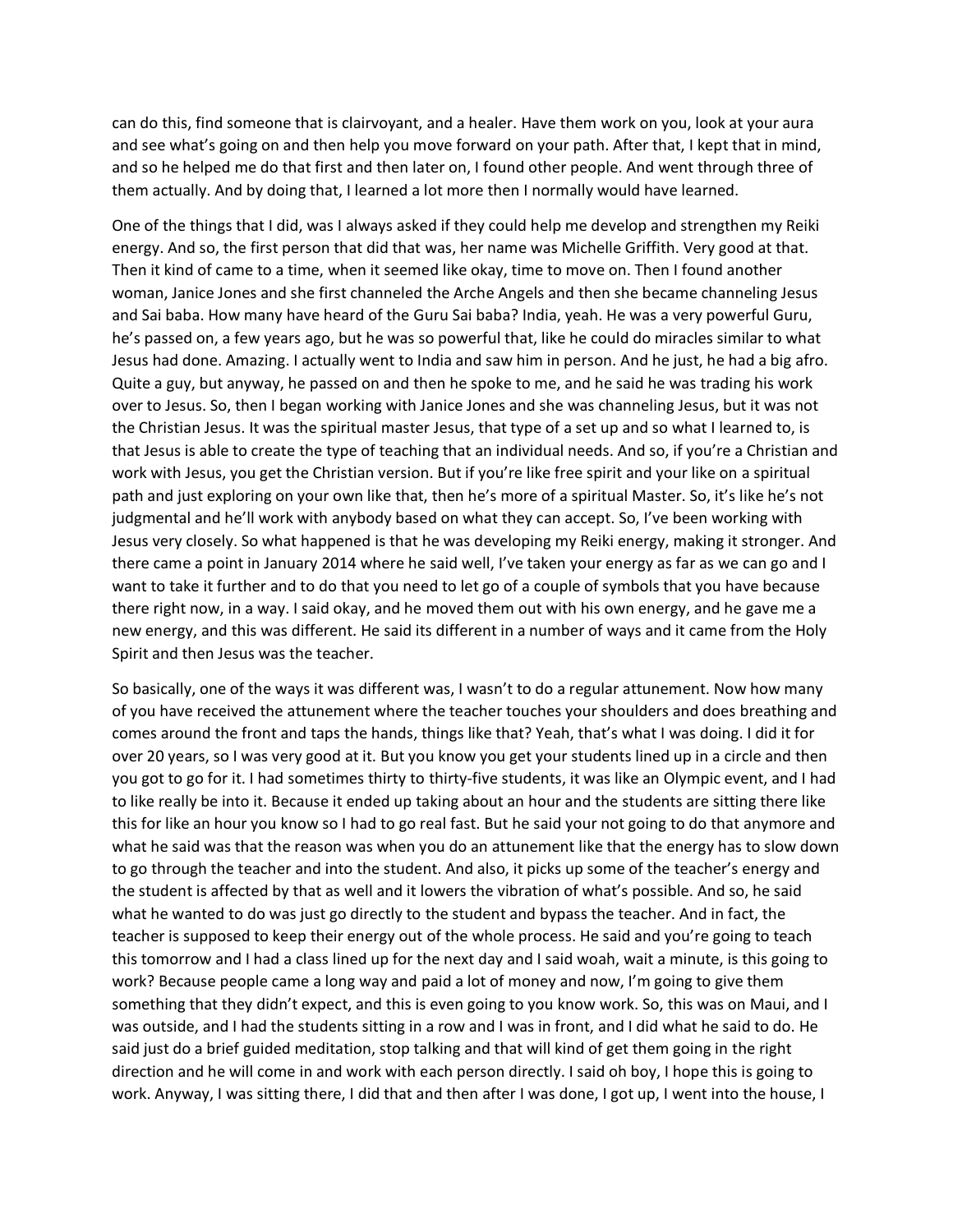can do this, find someone that is clairvoyant, and a healer. Have them work on you, look at your aura and see what's going on and then help you move forward on your path. After that, I kept that in mind, and so he helped me do that first and then later on, I found other people. And went through three of them actually. And by doing that, I learned a lot more then I normally would have learned.

One of the things that I did, was I always asked if they could help me develop and strengthen my Reiki energy. And so, the first person that did that was, her name was Michelle Griffith. Very good at that. Then it kind of came to a time, when it seemed like okay, time to move on. Then I found another woman, Janice Jones and she first channeled the Arche Angels and then she became channeling Jesus and Sai baba. How many have heard of the Guru Sai baba? India, yeah. He was a very powerful Guru, he's passed on, a few years ago, but he was so powerful that, like he could do miracles similar to what Jesus had done. Amazing. I actually went to India and saw him in person. And he just, he had a big afro. Quite a guy, but anyway, he passed on and then he spoke to me, and he said he was trading his work over to Jesus. So, then I began working with Janice Jones and she was channeling Jesus, but it was not the Christian Jesus. It was the spiritual master Jesus, that type of a set up and so what I learned to, is that Jesus is able to create the type of teaching that an individual needs. And so, if you're a Christian and work with Jesus, you get the Christian version. But if you're like free spirit and your like on a spiritual path and just exploring on your own like that, then he's more of a spiritual Master. So, it's like he's not judgmental and he'll work with anybody based on what they can accept. So, I've been working with Jesus very closely. So what happened is that he was developing my Reiki energy, making it stronger. And there came a point in January 2014 where he said well, I've taken your energy as far as we can go and I want to take it further and to do that you need to let go of a couple of symbols that you have because there right now, in a way. I said okay, and he moved them out with his own energy, and he gave me a new energy, and this was different. He said its different in a number of ways and it came from the Holy Spirit and then Jesus was the teacher.

So basically, one of the ways it was different was, I wasn't to do a regular attunement. Now how many of you have received the attunement where the teacher touches your shoulders and does breathing and comes around the front and taps the hands, things like that? Yeah, that's what I was doing. I did it for over 20 years, so I was very good at it. But you know you get your students lined up in a circle and then you got to go for it. I had sometimes thirty to thirty-five students, it was like an Olympic event, and I had to like really be into it. Because it ended up taking about an hour and the students are sitting there like this for like an hour you know so I had to go real fast. But he said your not going to do that anymore and what he said was that the reason was when you do an attunement like that the energy has to slow down to go through the teacher and into the student. And also, it picks up some of the teacher's energy and the student is affected by that as well and it lowers the vibration of what's possible. And so, he said what he wanted to do was just go directly to the student and bypass the teacher. And in fact, the teacher is supposed to keep their energy out of the whole process. He said and you're going to teach this tomorrow and I had a class lined up for the next day and I said woah, wait a minute, is this going to work? Because people came a long way and paid a lot of money and now, I'm going to give them something that they didn't expect, and this is even going to you know work. So, this was on Maui, and I was outside, and I had the students sitting in a row and I was in front, and I did what he said to do. He said just do a brief guided meditation, stop talking and that will kind of get them going in the right direction and he will come in and work with each person directly. I said oh boy, I hope this is going to work. Anyway, I was sitting there, I did that and then after I was done, I got up, I went into the house, I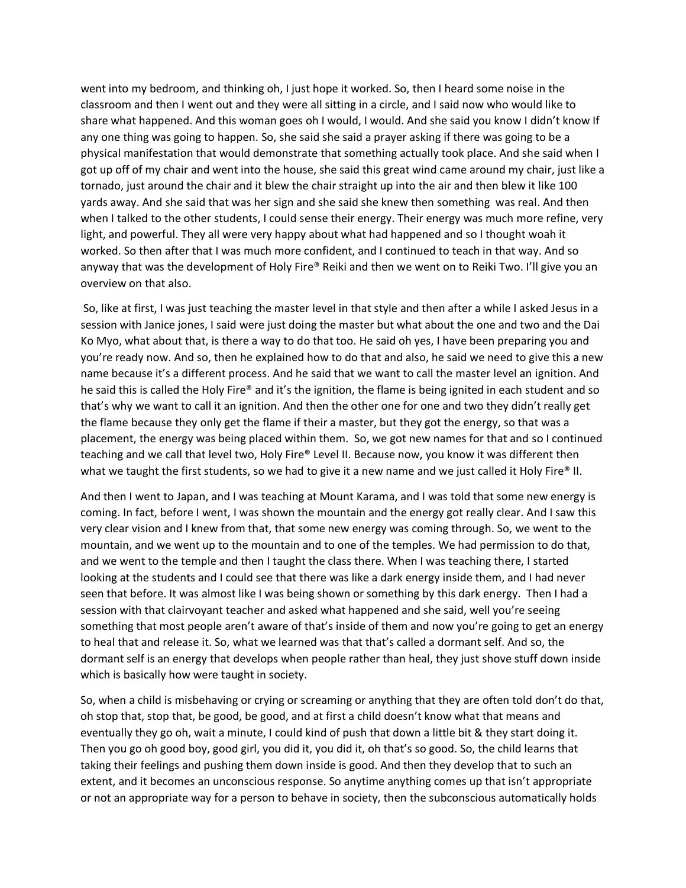went into my bedroom, and thinking oh, I just hope it worked. So, then I heard some noise in the classroom and then I went out and they were all sitting in a circle, and I said now who would like to share what happened. And this woman goes oh I would, I would. And she said you know I didn't know If any one thing was going to happen. So, she said she said a prayer asking if there was going to be a physical manifestation that would demonstrate that something actually took place. And she said when I got up off of my chair and went into the house, she said this great wind came around my chair, just like a tornado, just around the chair and it blew the chair straight up into the air and then blew it like 100 yards away. And she said that was her sign and she said she knew then something was real. And then when I talked to the other students, I could sense their energy. Their energy was much more refine, very light, and powerful. They all were very happy about what had happened and so I thought woah it worked. So then after that I was much more confident, and I continued to teach in that way. And so anyway that was the development of Holy Fire® Reiki and then we went on to Reiki Two. I'll give you an overview on that also.

So, like at first, I was just teaching the master level in that style and then after a while I asked Jesus in a session with Janice jones, I said were just doing the master but what about the one and two and the Dai Ko Myo, what about that, is there a way to do that too. He said oh yes, I have been preparing you and you're ready now. And so, then he explained how to do that and also, he said we need to give this a new name because it's a different process. And he said that we want to call the master level an ignition. And he said this is called the Holy Fire® and it's the ignition, the flame is being ignited in each student and so that's why we want to call it an ignition. And then the other one for one and two they didn't really get the flame because they only get the flame if their a master, but they got the energy, so that was a placement, the energy was being placed within them. So, we got new names for that and so I continued teaching and we call that level two, Holy Fire® Level II. Because now, you know it was different then what we taught the first students, so we had to give it a new name and we just called it Holy Fire® II.

And then I went to Japan, and I was teaching at Mount Karama, and I was told that some new energy is coming. In fact, before I went, I was shown the mountain and the energy got really clear. And I saw this very clear vision and I knew from that, that some new energy was coming through. So, we went to the mountain, and we went up to the mountain and to one of the temples. We had permission to do that, and we went to the temple and then I taught the class there. When I was teaching there, I started looking at the students and I could see that there was like a dark energy inside them, and I had never seen that before. It was almost like I was being shown or something by this dark energy. Then I had a session with that clairvoyant teacher and asked what happened and she said, well you're seeing something that most people aren't aware of that's inside of them and now you're going to get an energy to heal that and release it. So, what we learned was that that's called a dormant self. And so, the dormant self is an energy that develops when people rather than heal, they just shove stuff down inside which is basically how were taught in society.

So, when a child is misbehaving or crying or screaming or anything that they are often told don't do that, oh stop that, stop that, be good, be good, and at first a child doesn't know what that means and eventually they go oh, wait a minute, I could kind of push that down a little bit & they start doing it. Then you go oh good boy, good girl, you did it, you did it, oh that's so good. So, the child learns that taking their feelings and pushing them down inside is good. And then they develop that to such an extent, and it becomes an unconscious response. So anytime anything comes up that isn't appropriate or not an appropriate way for a person to behave in society, then the subconscious automatically holds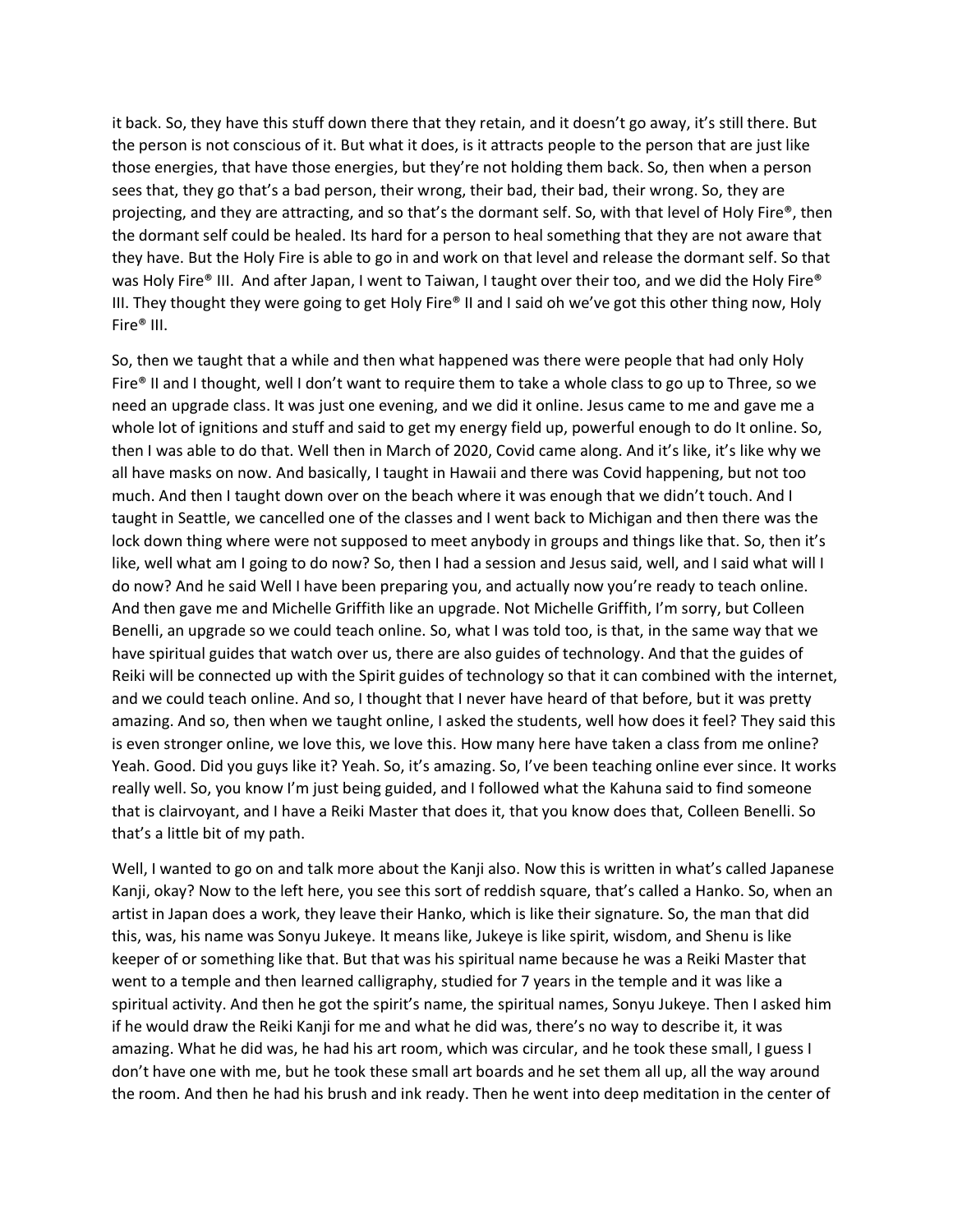it back. So, they have this stuff down there that they retain, and it doesn't go away, it's still there. But the person is not conscious of it. But what it does, is it attracts people to the person that are just like those energies, that have those energies, but they're not holding them back. So, then when a person sees that, they go that's a bad person, their wrong, their bad, their bad, their wrong. So, they are projecting, and they are attracting, and so that's the dormant self. So, with that level of Holy Fire®, then the dormant self could be healed. Its hard for a person to heal something that they are not aware that they have. But the Holy Fire is able to go in and work on that level and release the dormant self. So that was Holy Fire® III. And after Japan, I went to Taiwan, I taught over their too, and we did the Holy Fire® III. They thought they were going to get Holy Fire® II and I said oh we've got this other thing now, Holy Fire® III.

So, then we taught that a while and then what happened was there were people that had only Holy Fire® II and I thought, well I don't want to require them to take a whole class to go up to Three, so we need an upgrade class. It was just one evening, and we did it online. Jesus came to me and gave me a whole lot of ignitions and stuff and said to get my energy field up, powerful enough to do It online. So, then I was able to do that. Well then in March of 2020, Covid came along. And it's like, it's like why we all have masks on now. And basically, I taught in Hawaii and there was Covid happening, but not too much. And then I taught down over on the beach where it was enough that we didn't touch. And I taught in Seattle, we cancelled one of the classes and I went back to Michigan and then there was the lock down thing where were not supposed to meet anybody in groups and things like that. So, then it's like, well what am I going to do now? So, then I had a session and Jesus said, well, and I said what will I do now? And he said Well I have been preparing you, and actually now you're ready to teach online. And then gave me and Michelle Griffith like an upgrade. Not Michelle Griffith, I'm sorry, but Colleen Benelli, an upgrade so we could teach online. So, what I was told too, is that, in the same way that we have spiritual guides that watch over us, there are also guides of technology. And that the guides of Reiki will be connected up with the Spirit guides of technology so that it can combined with the internet, and we could teach online. And so, I thought that I never have heard of that before, but it was pretty amazing. And so, then when we taught online, I asked the students, well how does it feel? They said this is even stronger online, we love this, we love this. How many here have taken a class from me online? Yeah. Good. Did you guys like it? Yeah. So, it's amazing. So, I've been teaching online ever since. It works really well. So, you know I'm just being guided, and I followed what the Kahuna said to find someone that is clairvoyant, and I have a Reiki Master that does it, that you know does that, Colleen Benelli. So that's a little bit of my path.

Well, I wanted to go on and talk more about the Kanji also. Now this is written in what's called Japanese Kanji, okay? Now to the left here, you see this sort of reddish square, that's called a Hanko. So, when an artist in Japan does a work, they leave their Hanko, which is like their signature. So, the man that did this, was, his name was Sonyu Jukeye. It means like, Jukeye is like spirit, wisdom, and Shenu is like keeper of or something like that. But that was his spiritual name because he was a Reiki Master that went to a temple and then learned calligraphy, studied for 7 years in the temple and it was like a spiritual activity. And then he got the spirit's name, the spiritual names, Sonyu Jukeye. Then I asked him if he would draw the Reiki Kanji for me and what he did was, there's no way to describe it, it was amazing. What he did was, he had his art room, which was circular, and he took these small, I guess I don't have one with me, but he took these small art boards and he set them all up, all the way around the room. And then he had his brush and ink ready. Then he went into deep meditation in the center of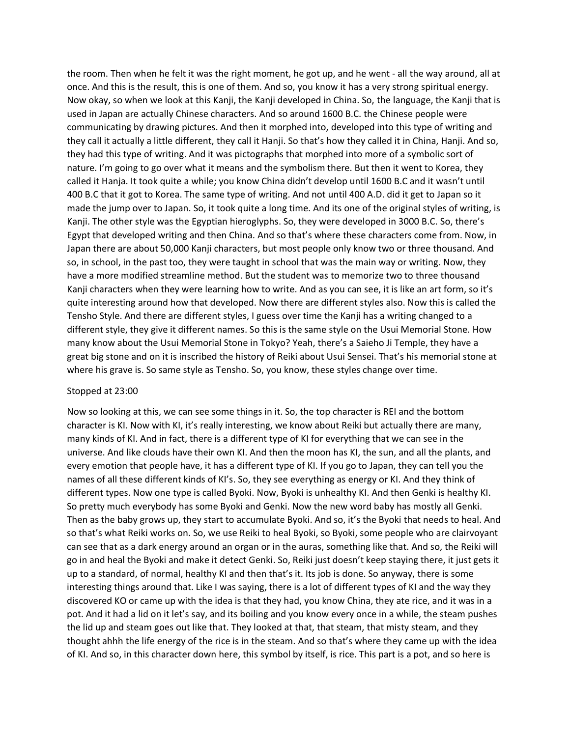the room. Then when he felt it was the right moment, he got up, and he went - all the way around, all at once. And this is the result, this is one of them. And so, you know it has a very strong spiritual energy. Now okay, so when we look at this Kanji, the Kanji developed in China. So, the language, the Kanji that is used in Japan are actually Chinese characters. And so around 1600 B.C. the Chinese people were communicating by drawing pictures. And then it morphed into, developed into this type of writing and they call it actually a little different, they call it Hanji. So that's how they called it in China, Hanji. And so, they had this type of writing. And it was pictographs that morphed into more of a symbolic sort of nature. I'm going to go over what it means and the symbolism there. But then it went to Korea, they called it Hanja. It took quite a while; you know China didn't develop until 1600 B.C and it wasn't until 400 B.C that it got to Korea. The same type of writing. And not until 400 A.D. did it get to Japan so it made the jump over to Japan. So, it took quite a long time. And its one of the original styles of writing, is Kanji. The other style was the Egyptian hieroglyphs. So, they were developed in 3000 B.C. So, there's Egypt that developed writing and then China. And so that's where these characters come from. Now, in Japan there are about 50,000 Kanji characters, but most people only know two or three thousand. And so, in school, in the past too, they were taught in school that was the main way or writing. Now, they have a more modified streamline method. But the student was to memorize two to three thousand Kanji characters when they were learning how to write. And as you can see, it is like an art form, so it's quite interesting around how that developed. Now there are different styles also. Now this is called the Tensho Style. And there are different styles, I guess over time the Kanji has a writing changed to a different style, they give it different names. So this is the same style on the Usui Memorial Stone. How many know about the Usui Memorial Stone in Tokyo? Yeah, there's a Saieho Ji Temple, they have a great big stone and on it is inscribed the history of Reiki about Usui Sensei. That's his memorial stone at where his grave is. So same style as Tensho. So, you know, these styles change over time.

Stopped at 23:00

Now so looking at this, we can see some things in it. So, the top character is REI and the bottom character is KI. Now with KI, it's really interesting, we know about Reiki but actually there are many, many kinds of KI. And in fact, there is a different type of KI for everything that we can see in the universe. And like clouds have their own KI. And then the moon has KI, the sun, and all the plants, and every emotion that people have, it has a different type of KI. If you go to Japan, they can tell you the names of all these different kinds of KI's. So, they see everything as energy or KI. And they think of different types. Now one type is called Byoki. Now, Byoki is unhealthy KI. And then Genki is healthy KI. So pretty much everybody has some Byoki and Genki. Now the new word baby has mostly all Genki. Then as the baby grows up, they start to accumulate Byoki. And so, it's the Byoki that needs to heal. And so that's what Reiki works on. So, we use Reiki to heal Byoki, so Byoki, some people who are clairvoyant can see that as a dark energy around an organ or in the auras, something like that. And so, the Reiki will go in and heal the Byoki and make it detect Genki. So, Reiki just doesn't keep staying there, it just gets it up to a standard, of normal, healthy KI and then that's it. Its job is done. So anyway, there is some interesting things around that. Like I was saying, there is a lot of different types of KI and the way they discovered KO or came up with the idea is that they had, you know China, they ate rice, and it was in a pot. And it had a lid on it let's say, and its boiling and you know every once in a while, the steam pushes the lid up and steam goes out like that. They looked at that, that steam, that misty steam, and they thought ahhh the life energy of the rice is in the steam. And so that's where they came up with the idea of KI. And so, in this character down here, this symbol by itself, is rice. This part is a pot, and so here is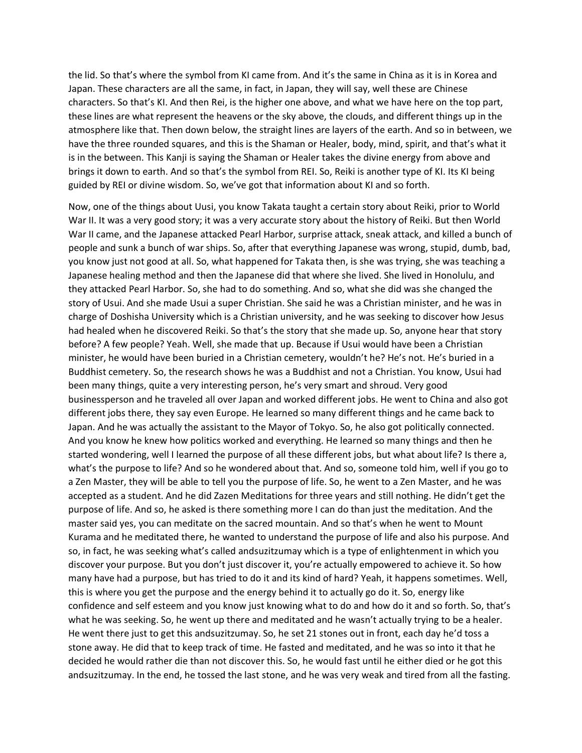the lid. So that's where the symbol from KI came from. And it's the same in China as it is in Korea and Japan. These characters are all the same, in fact, in Japan, they will say, well these are Chinese characters. So that's KI. And then Rei, is the higher one above, and what we have here on the top part, these lines are what represent the heavens or the sky above, the clouds, and different things up in the atmosphere like that. Then down below, the straight lines are layers of the earth. And so in between, we have the three rounded squares, and this is the Shaman or Healer, body, mind, spirit, and that's what it is in the between. This Kanji is saying the Shaman or Healer takes the divine energy from above and brings it down to earth. And so that's the symbol from REI. So, Reiki is another type of KI. Its KI being guided by REI or divine wisdom. So, we've got that information about KI and so forth.

Now, one of the things about Uusi, you know Takata taught a certain story about Reiki, prior to World War II. It was a very good story; it was a very accurate story about the history of Reiki. But then World War II came, and the Japanese attacked Pearl Harbor, surprise attack, sneak attack, and killed a bunch of people and sunk a bunch of war ships. So, after that everything Japanese was wrong, stupid, dumb, bad, you know just not good at all. So, what happened for Takata then, is she was trying, she was teaching a Japanese healing method and then the Japanese did that where she lived. She lived in Honolulu, and they attacked Pearl Harbor. So, she had to do something. And so, what she did was she changed the story of Usui. And she made Usui a super Christian. She said he was a Christian minister, and he was in charge of Doshisha University which is a Christian university, and he was seeking to discover how Jesus had healed when he discovered Reiki. So that's the story that she made up. So, anyone hear that story before? A few people? Yeah. Well, she made that up. Because if Usui would have been a Christian minister, he would have been buried in a Christian cemetery, wouldn't he? He's not. He's buried in a Buddhist cemetery. So, the research shows he was a Buddhist and not a Christian. You know, Usui had been many things, quite a very interesting person, he's very smart and shroud. Very good businessperson and he traveled all over Japan and worked different jobs. He went to China and also got different jobs there, they say even Europe. He learned so many different things and he came back to Japan. And he was actually the assistant to the Mayor of Tokyo. So, he also got politically connected. And you know he knew how politics worked and everything. He learned so many things and then he started wondering, well I learned the purpose of all these different jobs, but what about life? Is there a, what's the purpose to life? And so he wondered about that. And so, someone told him, well if you go to a Zen Master, they will be able to tell you the purpose of life. So, he went to a Zen Master, and he was accepted as a student. And he did Zazen Meditations for three years and still nothing. He didn't get the purpose of life. And so, he asked is there something more I can do than just the meditation. And the master said yes, you can meditate on the sacred mountain. And so that's when he went to Mount Kurama and he meditated there, he wanted to understand the purpose of life and also his purpose. And so, in fact, he was seeking what's called andsuzitzumay which is a type of enlightenment in which you discover your purpose. But you don't just discover it, you're actually empowered to achieve it. So how many have had a purpose, but has tried to do it and its kind of hard? Yeah, it happens sometimes. Well, this is where you get the purpose and the energy behind it to actually go do it. So, energy like confidence and self esteem and you know just knowing what to do and how do it and so forth. So, that's what he was seeking. So, he went up there and meditated and he wasn't actually trying to be a healer. He went there just to get this andsuzitzumay. So, he set 21 stones out in front, each day he'd toss a stone away. He did that to keep track of time. He fasted and meditated, and he was so into it that he decided he would rather die than not discover this. So, he would fast until he either died or he got this andsuzitzumay. In the end, he tossed the last stone, and he was very weak and tired from all the fasting.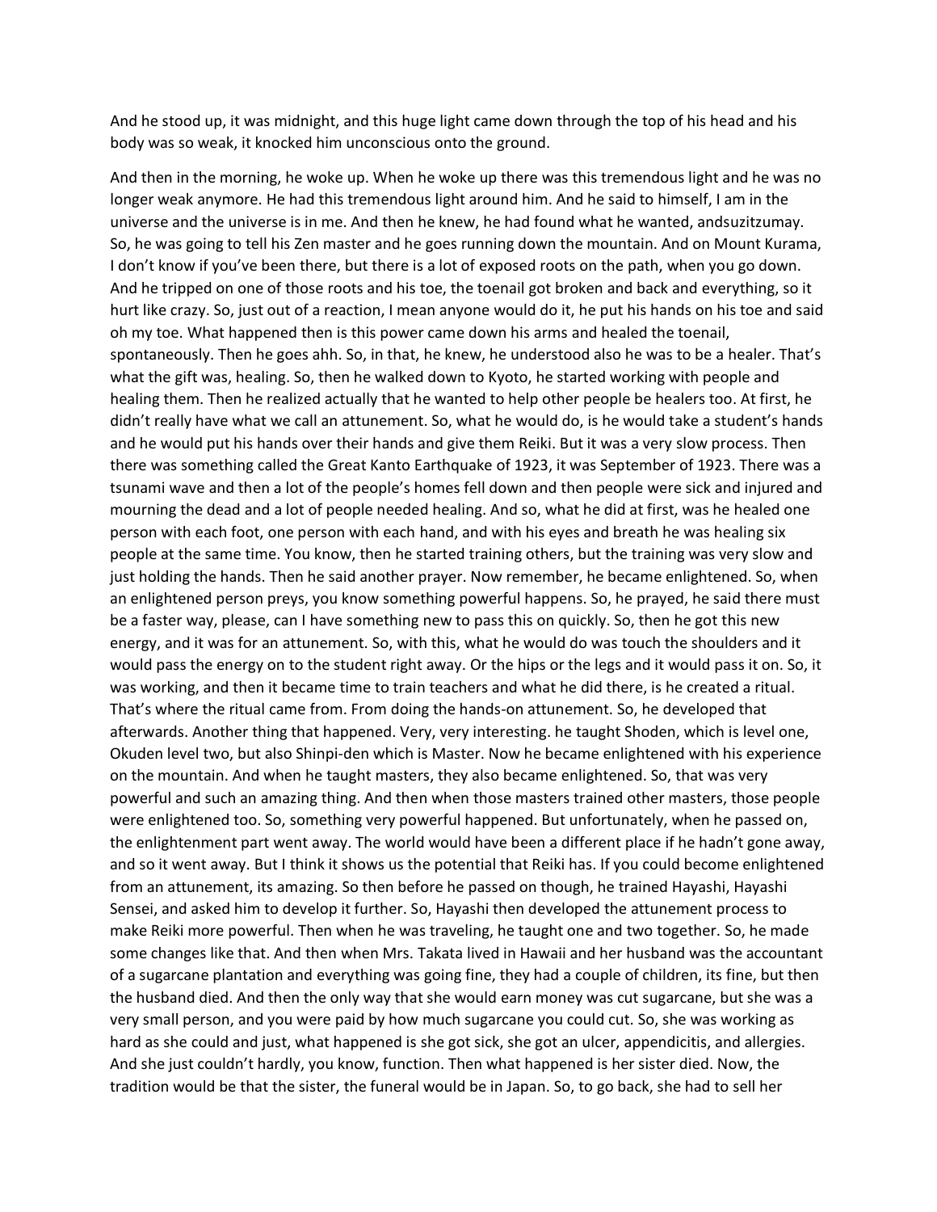And he stood up, it was midnight, and this huge light came down through the top of his head and his body was so weak, it knocked him unconscious onto the ground.

And then in the morning, he woke up. When he woke up there was this tremendous light and he was no longer weak anymore. He had this tremendous light around him. And he said to himself, I am in the universe and the universe is in me. And then he knew, he had found what he wanted, andsuzitzumay. So, he was going to tell his Zen master and he goes running down the mountain. And on Mount Kurama, I don't know if you've been there, but there is a lot of exposed roots on the path, when you go down. And he tripped on one of those roots and his toe, the toenail got broken and back and everything, so it hurt like crazy. So, just out of a reaction, I mean anyone would do it, he put his hands on his toe and said oh my toe. What happened then is this power came down his arms and healed the toenail, spontaneously. Then he goes ahh. So, in that, he knew, he understood also he was to be a healer. That's what the gift was, healing. So, then he walked down to Kyoto, he started working with people and healing them. Then he realized actually that he wanted to help other people be healers too. At first, he didn't really have what we call an attunement. So, what he would do, is he would take a student's hands and he would put his hands over their hands and give them Reiki. But it was a very slow process. Then there was something called the Great Kanto Earthquake of 1923, it was September of 1923. There was a tsunami wave and then a lot of the people's homes fell down and then people were sick and injured and mourning the dead and a lot of people needed healing. And so, what he did at first, was he healed one person with each foot, one person with each hand, and with his eyes and breath he was healing six people at the same time. You know, then he started training others, but the training was very slow and just holding the hands. Then he said another prayer. Now remember, he became enlightened. So, when an enlightened person preys, you know something powerful happens. So, he prayed, he said there must be a faster way, please, can I have something new to pass this on quickly. So, then he got this new energy, and it was for an attunement. So, with this, what he would do was touch the shoulders and it would pass the energy on to the student right away. Or the hips or the legs and it would pass it on. So, it was working, and then it became time to train teachers and what he did there, is he created a ritual. That's where the ritual came from. From doing the hands-on attunement. So, he developed that afterwards. Another thing that happened. Very, very interesting. he taught Shoden, which is level one, Okuden level two, but also Shinpi-den which is Master. Now he became enlightened with his experience on the mountain. And when he taught masters, they also became enlightened. So, that was very powerful and such an amazing thing. And then when those masters trained other masters, those people were enlightened too. So, something very powerful happened. But unfortunately, when he passed on, the enlightenment part went away. The world would have been a different place if he hadn't gone away, and so it went away. But I think it shows us the potential that Reiki has. If you could become enlightened from an attunement, its amazing. So then before he passed on though, he trained Hayashi, Hayashi Sensei, and asked him to develop it further. So, Hayashi then developed the attunement process to make Reiki more powerful. Then when he was traveling, he taught one and two together. So, he made some changes like that. And then when Mrs. Takata lived in Hawaii and her husband was the accountant of a sugarcane plantation and everything was going fine, they had a couple of children, its fine, but then the husband died. And then the only way that she would earn money was cut sugarcane, but she was a very small person, and you were paid by how much sugarcane you could cut. So, she was working as hard as she could and just, what happened is she got sick, she got an ulcer, appendicitis, and allergies. And she just couldn't hardly, you know, function. Then what happened is her sister died. Now, the tradition would be that the sister, the funeral would be in Japan. So, to go back, she had to sell her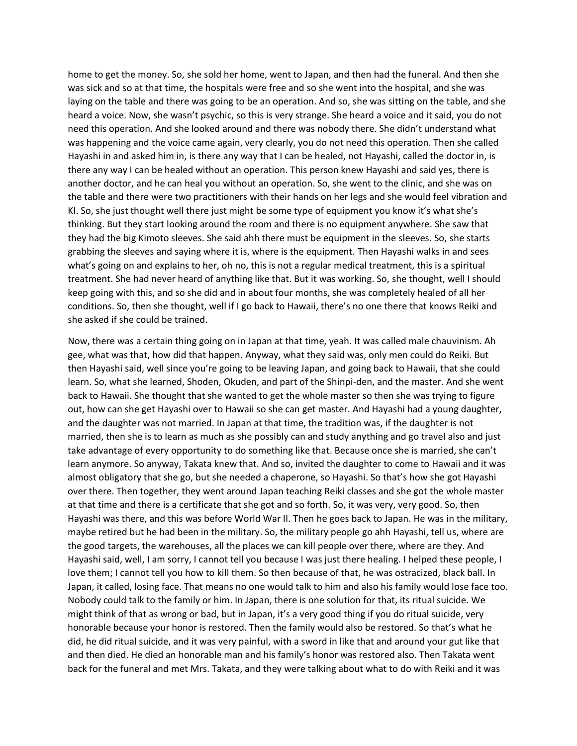home to get the money. So, she sold her home, went to Japan, and then had the funeral. And then she was sick and so at that time, the hospitals were free and so she went into the hospital, and she was laying on the table and there was going to be an operation. And so, she was sitting on the table, and she heard a voice. Now, she wasn't psychic, so this is very strange. She heard a voice and it said, you do not need this operation. And she looked around and there was nobody there. She didn't understand what was happening and the voice came again, very clearly, you do not need this operation. Then she called Hayashi in and asked him in, is there any way that I can be healed, not Hayashi, called the doctor in, is there any way I can be healed without an operation. This person knew Hayashi and said yes, there is another doctor, and he can heal you without an operation. So, she went to the clinic, and she was on the table and there were two practitioners with their hands on her legs and she would feel vibration and KI. So, she just thought well there just might be some type of equipment you know it's what she's thinking. But they start looking around the room and there is no equipment anywhere. She saw that they had the big Kimoto sleeves. She said ahh there must be equipment in the sleeves. So, she starts grabbing the sleeves and saying where it is, where is the equipment. Then Hayashi walks in and sees what's going on and explains to her, oh no, this is not a regular medical treatment, this is a spiritual treatment. She had never heard of anything like that. But it was working. So, she thought, well I should keep going with this, and so she did and in about four months, she was completely healed of all her conditions. So, then she thought, well if I go back to Hawaii, there's no one there that knows Reiki and she asked if she could be trained.

Now, there was a certain thing going on in Japan at that time, yeah. It was called male chauvinism. Ah gee, what was that, how did that happen. Anyway, what they said was, only men could do Reiki. But then Hayashi said, well since you're going to be leaving Japan, and going back to Hawaii, that she could learn. So, what she learned, Shoden, Okuden, and part of the Shinpi-den, and the master. And she went back to Hawaii. She thought that she wanted to get the whole master so then she was trying to figure out, how can she get Hayashi over to Hawaii so she can get master. And Hayashi had a young daughter, and the daughter was not married. In Japan at that time, the tradition was, if the daughter is not married, then she is to learn as much as she possibly can and study anything and go travel also and just take advantage of every opportunity to do something like that. Because once she is married, she can't learn anymore. So anyway, Takata knew that. And so, invited the daughter to come to Hawaii and it was almost obligatory that she go, but she needed a chaperone, so Hayashi. So that's how she got Hayashi over there. Then together, they went around Japan teaching Reiki classes and she got the whole master at that time and there is a certificate that she got and so forth. So, it was very, very good. So, then Hayashi was there, and this was before World War II. Then he goes back to Japan. He was in the military, maybe retired but he had been in the military. So, the military people go ahh Hayashi, tell us, where are the good targets, the warehouses, all the places we can kill people over there, where are they. And Hayashi said, well, I am sorry, I cannot tell you because I was just there healing. I helped these people, I love them; I cannot tell you how to kill them. So then because of that, he was ostracized, black ball. In Japan, it called, losing face. That means no one would talk to him and also his family would lose face too. Nobody could talk to the family or him. In Japan, there is one solution for that, its ritual suicide. We might think of that as wrong or bad, but in Japan, it's a very good thing if you do ritual suicide, very honorable because your honor is restored. Then the family would also be restored. So that's what he did, he did ritual suicide, and it was very painful, with a sword in like that and around your gut like that and then died. He died an honorable man and his family's honor was restored also. Then Takata went back for the funeral and met Mrs. Takata, and they were talking about what to do with Reiki and it was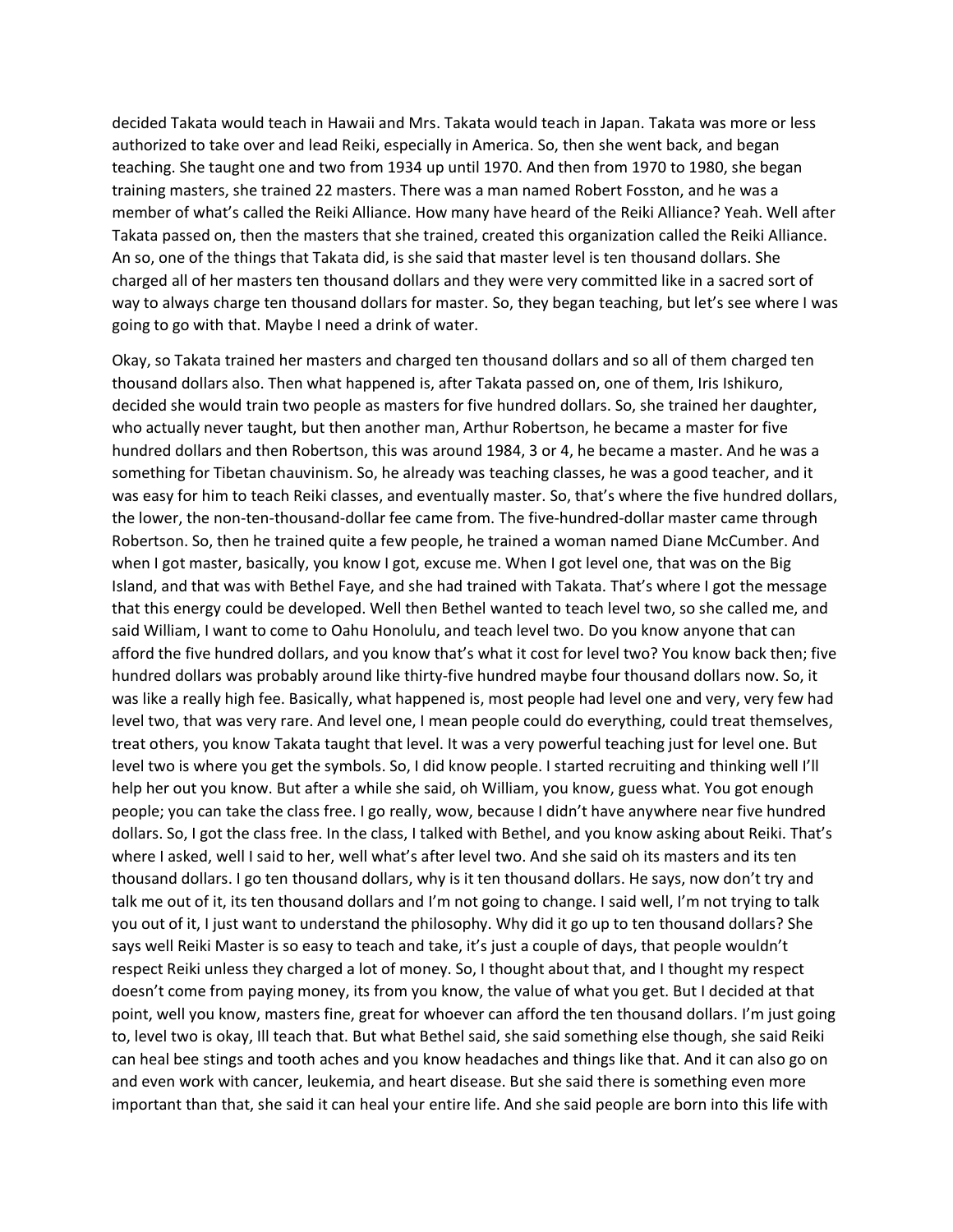decided Takata would teach in Hawaii and Mrs. Takata would teach in Japan. Takata was more or less authorized to take over and lead Reiki, especially in America. So, then she went back, and began teaching. She taught one and two from 1934 up until 1970. And then from 1970 to 1980, she began training masters, she trained 22 masters. There was a man named Robert Fosston, and he was a member of what's called the Reiki Alliance. How many have heard of the Reiki Alliance? Yeah. Well after Takata passed on, then the masters that she trained, created this organization called the Reiki Alliance. An so, one of the things that Takata did, is she said that master level is ten thousand dollars. She charged all of her masters ten thousand dollars and they were very committed like in a sacred sort of way to always charge ten thousand dollars for master. So, they began teaching, but let's see where I was going to go with that. Maybe I need a drink of water.

Okay, so Takata trained her masters and charged ten thousand dollars and so all of them charged ten thousand dollars also. Then what happened is, after Takata passed on, one of them, Iris Ishikuro, decided she would train two people as masters for five hundred dollars. So, she trained her daughter, who actually never taught, but then another man, Arthur Robertson, he became a master for five hundred dollars and then Robertson, this was around 1984, 3 or 4, he became a master. And he was a something for Tibetan chauvinism. So, he already was teaching classes, he was a good teacher, and it was easy for him to teach Reiki classes, and eventually master. So, that's where the five hundred dollars, the lower, the non-ten-thousand-dollar fee came from. The five-hundred-dollar master came through Robertson. So, then he trained quite a few people, he trained a woman named Diane McCumber. And when I got master, basically, you know I got, excuse me. When I got level one, that was on the Big Island, and that was with Bethel Faye, and she had trained with Takata. That's where I got the message that this energy could be developed. Well then Bethel wanted to teach level two, so she called me, and said William, I want to come to Oahu Honolulu, and teach level two. Do you know anyone that can afford the five hundred dollars, and you know that's what it cost for level two? You know back then; five hundred dollars was probably around like thirty-five hundred maybe four thousand dollars now. So, it was like a really high fee. Basically, what happened is, most people had level one and very, very few had level two, that was very rare. And level one, I mean people could do everything, could treat themselves, treat others, you know Takata taught that level. It was a very powerful teaching just for level one. But level two is where you get the symbols. So, I did know people. I started recruiting and thinking well I'll help her out you know. But after a while she said, oh William, you know, guess what. You got enough people; you can take the class free. I go really, wow, because I didn't have anywhere near five hundred dollars. So, I got the class free. In the class, I talked with Bethel, and you know asking about Reiki. That's where I asked, well I said to her, well what's after level two. And she said oh its masters and its ten thousand dollars. I go ten thousand dollars, why is it ten thousand dollars. He says, now don't try and talk me out of it, its ten thousand dollars and I'm not going to change. I said well, I'm not trying to talk you out of it, I just want to understand the philosophy. Why did it go up to ten thousand dollars? She says well Reiki Master is so easy to teach and take, it's just a couple of days, that people wouldn't respect Reiki unless they charged a lot of money. So, I thought about that, and I thought my respect doesn't come from paying money, its from you know, the value of what you get. But I decided at that point, well you know, masters fine, great for whoever can afford the ten thousand dollars. I'm just going to, level two is okay, Ill teach that. But what Bethel said, she said something else though, she said Reiki can heal bee stings and tooth aches and you know headaches and things like that. And it can also go on and even work with cancer, leukemia, and heart disease. But she said there is something even more important than that, she said it can heal your entire life. And she said people are born into this life with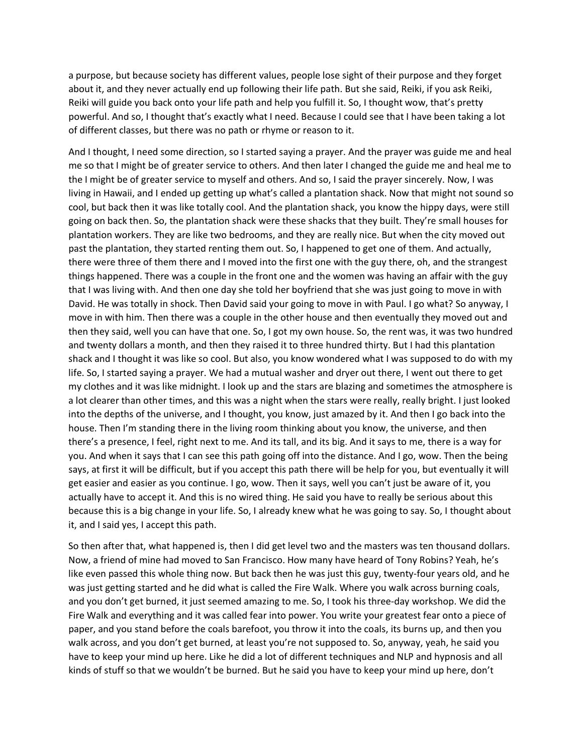a purpose, but because society has different values, people lose sight of their purpose and they forget about it, and they never actually end up following their life path. But she said, Reiki, if you ask Reiki, Reiki will guide you back onto your life path and help you fulfill it. So, I thought wow, that's pretty powerful. And so, I thought that's exactly what I need. Because I could see that I have been taking a lot of different classes, but there was no path or rhyme or reason to it.

And I thought, I need some direction, so I started saying a prayer. And the prayer was guide me and heal me so that I might be of greater service to others. And then later I changed the guide me and heal me to the I might be of greater service to myself and others. And so, I said the prayer sincerely. Now, I was living in Hawaii, and I ended up getting up what's called a plantation shack. Now that might not sound so cool, but back then it was like totally cool. And the plantation shack, you know the hippy days, were still going on back then. So, the plantation shack were these shacks that they built. They're small houses for plantation workers. They are like two bedrooms, and they are really nice. But when the city moved out past the plantation, they started renting them out. So, I happened to get one of them. And actually, there were three of them there and I moved into the first one with the guy there, oh, and the strangest things happened. There was a couple in the front one and the women was having an affair with the guy that I was living with. And then one day she told her boyfriend that she was just going to move in with David. He was totally in shock. Then David said your going to move in with Paul. I go what? So anyway, I move in with him. Then there was a couple in the other house and then eventually they moved out and then they said, well you can have that one. So, I got my own house. So, the rent was, it was two hundred and twenty dollars a month, and then they raised it to three hundred thirty. But I had this plantation shack and I thought it was like so cool. But also, you know wondered what I was supposed to do with my life. So, I started saying a prayer. We had a mutual washer and dryer out there, I went out there to get my clothes and it was like midnight. I look up and the stars are blazing and sometimes the atmosphere is a lot clearer than other times, and this was a night when the stars were really, really bright. I just looked into the depths of the universe, and I thought, you know, just amazed by it. And then I go back into the house. Then I'm standing there in the living room thinking about you know, the universe, and then there's a presence, I feel, right next to me. And its tall, and its big. And it says to me, there is a way for you. And when it says that I can see this path going off into the distance. And I go, wow. Then the being says, at first it will be difficult, but if you accept this path there will be help for you, but eventually it will get easier and easier as you continue. I go, wow. Then it says, well you can't just be aware of it, you actually have to accept it. And this is no wired thing. He said you have to really be serious about this because this is a big change in your life. So, I already knew what he was going to say. So, I thought about it, and I said yes, I accept this path.

So then after that, what happened is, then I did get level two and the masters was ten thousand dollars. Now, a friend of mine had moved to San Francisco. How many have heard of Tony Robins? Yeah, he's like even passed this whole thing now. But back then he was just this guy, twenty-four years old, and he was just getting started and he did what is called the Fire Walk. Where you walk across burning coals, and you don't get burned, it just seemed amazing to me. So, I took his three-day workshop. We did the Fire Walk and everything and it was called fear into power. You write your greatest fear onto a piece of paper, and you stand before the coals barefoot, you throw it into the coals, its burns up, and then you walk across, and you don't get burned, at least you're not supposed to. So, anyway, yeah, he said you have to keep your mind up here. Like he did a lot of different techniques and NLP and hypnosis and all kinds of stuff so that we wouldn't be burned. But he said you have to keep your mind up here, don't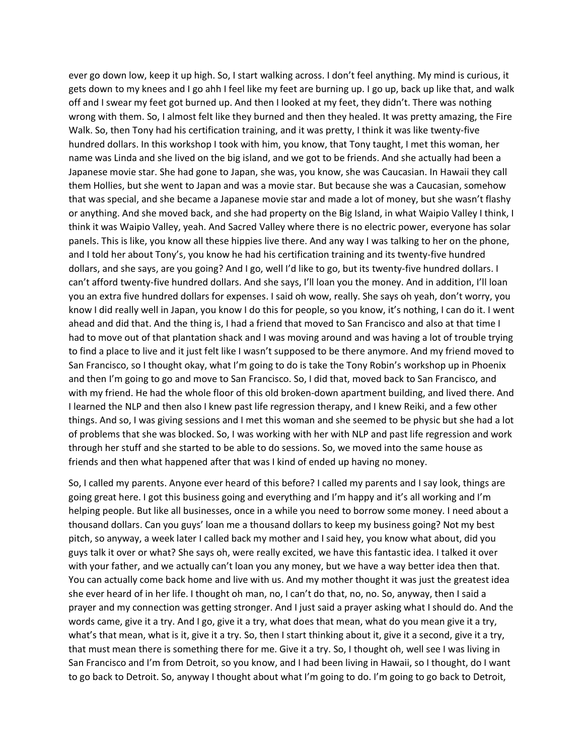ever go down low, keep it up high. So, I start walking across. I don't feel anything. My mind is curious, it gets down to my knees and I go ahh I feel like my feet are burning up. I go up, back up like that, and walk off and I swear my feet got burned up. And then I looked at my feet, they didn't. There was nothing wrong with them. So, I almost felt like they burned and then they healed. It was pretty amazing, the Fire Walk. So, then Tony had his certification training, and it was pretty, I think it was like twenty-five hundred dollars. In this workshop I took with him, you know, that Tony taught, I met this woman, her name was Linda and she lived on the big island, and we got to be friends. And she actually had been a Japanese movie star. She had gone to Japan, she was, you know, she was Caucasian. In Hawaii they call them Hollies, but she went to Japan and was a movie star. But because she was a Caucasian, somehow that was special, and she became a Japanese movie star and made a lot of money, but she wasn't flashy or anything. And she moved back, and she had property on the Big Island, in what Waipio Valley I think, I think it was Waipio Valley, yeah. And Sacred Valley where there is no electric power, everyone has solar panels. This is like, you know all these hippies live there. And any way I was talking to her on the phone, and I told her about Tony's, you know he had his certification training and its twenty-five hundred dollars, and she says, are you going? And I go, well I'd like to go, but its twenty-five hundred dollars. I can't afford twenty-five hundred dollars. And she says, I'll loan you the money. And in addition, I'll loan you an extra five hundred dollars for expenses. I said oh wow, really. She says oh yeah, don't worry, you know I did really well in Japan, you know I do this for people, so you know, it's nothing, I can do it. I went ahead and did that. And the thing is, I had a friend that moved to San Francisco and also at that time I had to move out of that plantation shack and I was moving around and was having a lot of trouble trying to find a place to live and it just felt like I wasn't supposed to be there anymore. And my friend moved to San Francisco, so I thought okay, what I'm going to do is take the Tony Robin's workshop up in Phoenix and then I'm going to go and move to San Francisco. So, I did that, moved back to San Francisco, and with my friend. He had the whole floor of this old broken-down apartment building, and lived there. And I learned the NLP and then also I knew past life regression therapy, and I knew Reiki, and a few other things. And so, I was giving sessions and I met this woman and she seemed to be physic but she had a lot of problems that she was blocked. So, I was working with her with NLP and past life regression and work through her stuff and she started to be able to do sessions. So, we moved into the same house as friends and then what happened after that was I kind of ended up having no money.

So, I called my parents. Anyone ever heard of this before? I called my parents and I say look, things are going great here. I got this business going and everything and I'm happy and it's all working and I'm helping people. But like all businesses, once in a while you need to borrow some money. I need about a thousand dollars. Can you guys' loan me a thousand dollars to keep my business going? Not my best pitch, so anyway, a week later I called back my mother and I said hey, you know what about, did you guys talk it over or what? She says oh, were really excited, we have this fantastic idea. I talked it over with your father, and we actually can't loan you any money, but we have a way better idea then that. You can actually come back home and live with us. And my mother thought it was just the greatest idea she ever heard of in her life. I thought oh man, no, I can't do that, no, no. So, anyway, then I said a prayer and my connection was getting stronger. And I just said a prayer asking what I should do. And the words came, give it a try. And I go, give it a try, what does that mean, what do you mean give it a try, what's that mean, what is it, give it a try. So, then I start thinking about it, give it a second, give it a try, that must mean there is something there for me. Give it a try. So, I thought oh, well see I was living in San Francisco and I'm from Detroit, so you know, and I had been living in Hawaii, so I thought, do I want to go back to Detroit. So, anyway I thought about what I'm going to do. I'm going to go back to Detroit,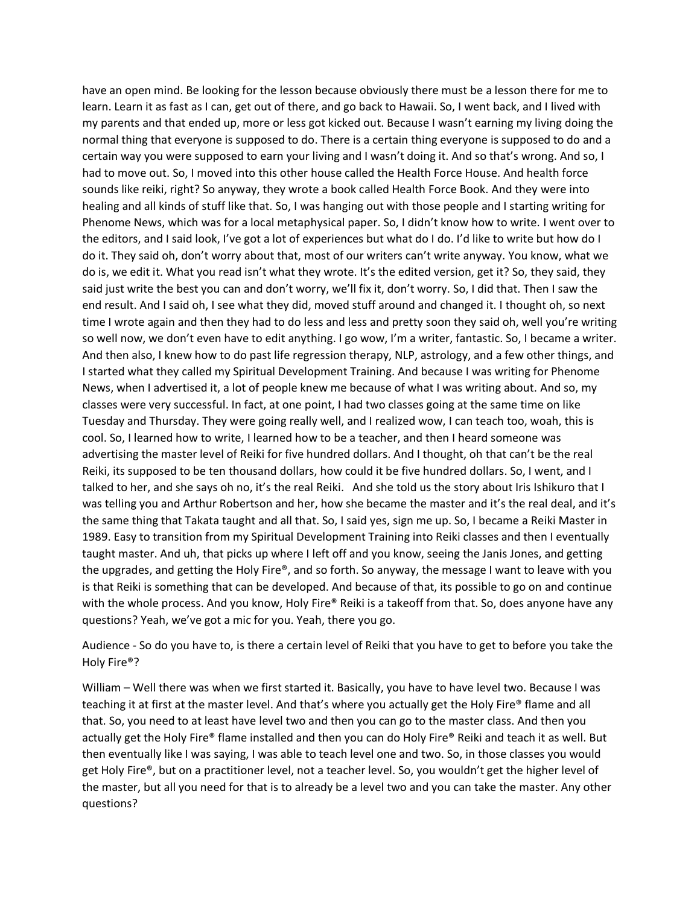have an open mind. Be looking for the lesson because obviously there must be a lesson there for me to learn. Learn it as fast as I can, get out of there, and go back to Hawaii. So, I went back, and I lived with my parents and that ended up, more or less got kicked out. Because I wasn't earning my living doing the normal thing that everyone is supposed to do. There is a certain thing everyone is supposed to do and a certain way you were supposed to earn your living and I wasn't doing it. And so that's wrong. And so, I had to move out. So, I moved into this other house called the Health Force House. And health force sounds like reiki, right? So anyway, they wrote a book called Health Force Book. And they were into healing and all kinds of stuff like that. So, I was hanging out with those people and I starting writing for Phenome News, which was for a local metaphysical paper. So, I didn't know how to write. I went over to the editors, and I said look, I've got a lot of experiences but what do I do. I'd like to write but how do I do it. They said oh, don't worry about that, most of our writers can't write anyway. You know, what we do is, we edit it. What you read isn't what they wrote. It's the edited version, get it? So, they said, they said just write the best you can and don't worry, we'll fix it, don't worry. So, I did that. Then I saw the end result. And I said oh, I see what they did, moved stuff around and changed it. I thought oh, so next time I wrote again and then they had to do less and less and pretty soon they said oh, well you're writing so well now, we don't even have to edit anything. I go wow, I'm a writer, fantastic. So, I became a writer. And then also, I knew how to do past life regression therapy, NLP, astrology, and a few other things, and I started what they called my Spiritual Development Training. And because I was writing for Phenome News, when I advertised it, a lot of people knew me because of what I was writing about. And so, my classes were very successful. In fact, at one point, I had two classes going at the same time on like Tuesday and Thursday. They were going really well, and I realized wow, I can teach too, woah, this is cool. So, I learned how to write, I learned how to be a teacher, and then I heard someone was advertising the master level of Reiki for five hundred dollars. And I thought, oh that can't be the real Reiki, its supposed to be ten thousand dollars, how could it be five hundred dollars. So, I went, and I talked to her, and she says oh no, it's the real Reiki. And she told us the story about Iris Ishikuro that I was telling you and Arthur Robertson and her, how she became the master and it's the real deal, and it's the same thing that Takata taught and all that. So, I said yes, sign me up. So, I became a Reiki Master in 1989. Easy to transition from my Spiritual Development Training into Reiki classes and then I eventually taught master. And uh, that picks up where I left off and you know, seeing the Janis Jones, and getting the upgrades, and getting the Holy Fire®, and so forth. So anyway, the message I want to leave with you is that Reiki is something that can be developed. And because of that, its possible to go on and continue with the whole process. And you know, Holy Fire® Reiki is a takeoff from that. So, does anyone have any questions? Yeah, we've got a mic for you. Yeah, there you go.

Audience - So do you have to, is there a certain level of Reiki that you have to get to before you take the Holy Fire®?

William – Well there was when we first started it. Basically, you have to have level two. Because I was teaching it at first at the master level. And that's where you actually get the Holy Fire® flame and all that. So, you need to at least have level two and then you can go to the master class. And then you actually get the Holy Fire® flame installed and then you can do Holy Fire® Reiki and teach it as well. But then eventually like I was saying, I was able to teach level one and two. So, in those classes you would get Holy Fire®, but on a practitioner level, not a teacher level. So, you wouldn't get the higher level of the master, but all you need for that is to already be a level two and you can take the master. Any other questions?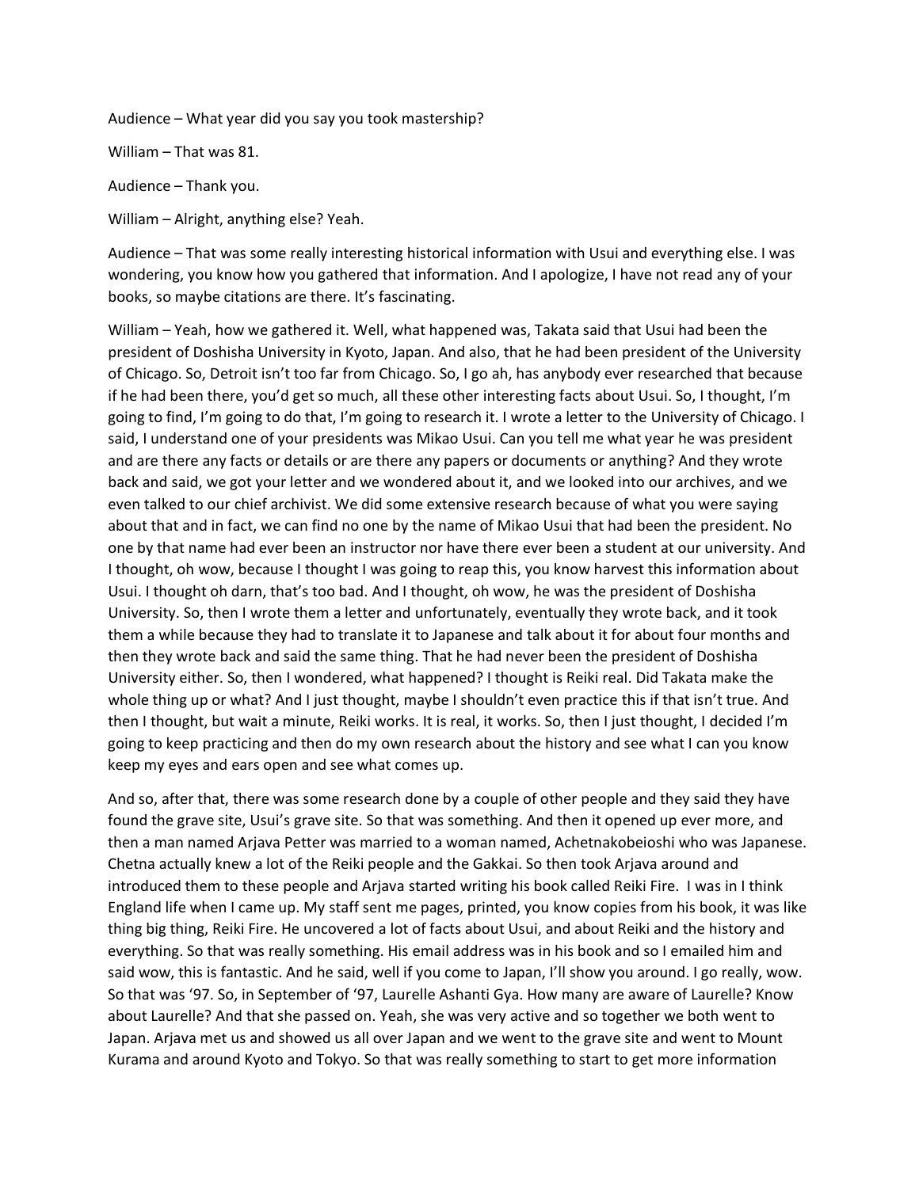Audience – What year did you say you took mastership?

William – That was 81.

Audience – Thank you.

William – Alright, anything else? Yeah.

Audience – That was some really interesting historical information with Usui and everything else. I was wondering, you know how you gathered that information. And I apologize, I have not read any of your books, so maybe citations are there. It's fascinating.

William – Yeah, how we gathered it. Well, what happened was, Takata said that Usui had been the president of Doshisha University in Kyoto, Japan. And also, that he had been president of the University of Chicago. So, Detroit isn't too far from Chicago. So, I go ah, has anybody ever researched that because if he had been there, you'd get so much, all these other interesting facts about Usui. So, I thought, I'm going to find, I'm going to do that, I'm going to research it. I wrote a letter to the University of Chicago. I said, I understand one of your presidents was Mikao Usui. Can you tell me what year he was president and are there any facts or details or are there any papers or documents or anything? And they wrote back and said, we got your letter and we wondered about it, and we looked into our archives, and we even talked to our chief archivist. We did some extensive research because of what you were saying about that and in fact, we can find no one by the name of Mikao Usui that had been the president. No one by that name had ever been an instructor nor have there ever been a student at our university. And I thought, oh wow, because I thought I was going to reap this, you know harvest this information about Usui. I thought oh darn, that's too bad. And I thought, oh wow, he was the president of Doshisha University. So, then I wrote them a letter and unfortunately, eventually they wrote back, and it took them a while because they had to translate it to Japanese and talk about it for about four months and then they wrote back and said the same thing. That he had never been the president of Doshisha University either. So, then I wondered, what happened? I thought is Reiki real. Did Takata make the whole thing up or what? And I just thought, maybe I shouldn't even practice this if that isn't true. And then I thought, but wait a minute, Reiki works. It is real, it works. So, then I just thought, I decided I'm going to keep practicing and then do my own research about the history and see what I can you know keep my eyes and ears open and see what comes up.

And so, after that, there was some research done by a couple of other people and they said they have found the grave site, Usui's grave site. So that was something. And then it opened up ever more, and then a man named Arjava Petter was married to a woman named, Achetnakobeioshi who was Japanese. Chetna actually knew a lot of the Reiki people and the Gakkai. So then took Arjava around and introduced them to these people and Arjava started writing his book called Reiki Fire. I was in I think England life when I came up. My staff sent me pages, printed, you know copies from his book, it was like thing big thing, Reiki Fire. He uncovered a lot of facts about Usui, and about Reiki and the history and everything. So that was really something. His email address was in his book and so I emailed him and said wow, this is fantastic. And he said, well if you come to Japan, I'll show you around. I go really, wow. So that was '97. So, in September of '97, Laurelle Ashanti Gya. How many are aware of Laurelle? Know about Laurelle? And that she passed on. Yeah, she was very active and so together we both went to Japan. Arjava met us and showed us all over Japan and we went to the grave site and went to Mount Kurama and around Kyoto and Tokyo. So that was really something to start to get more information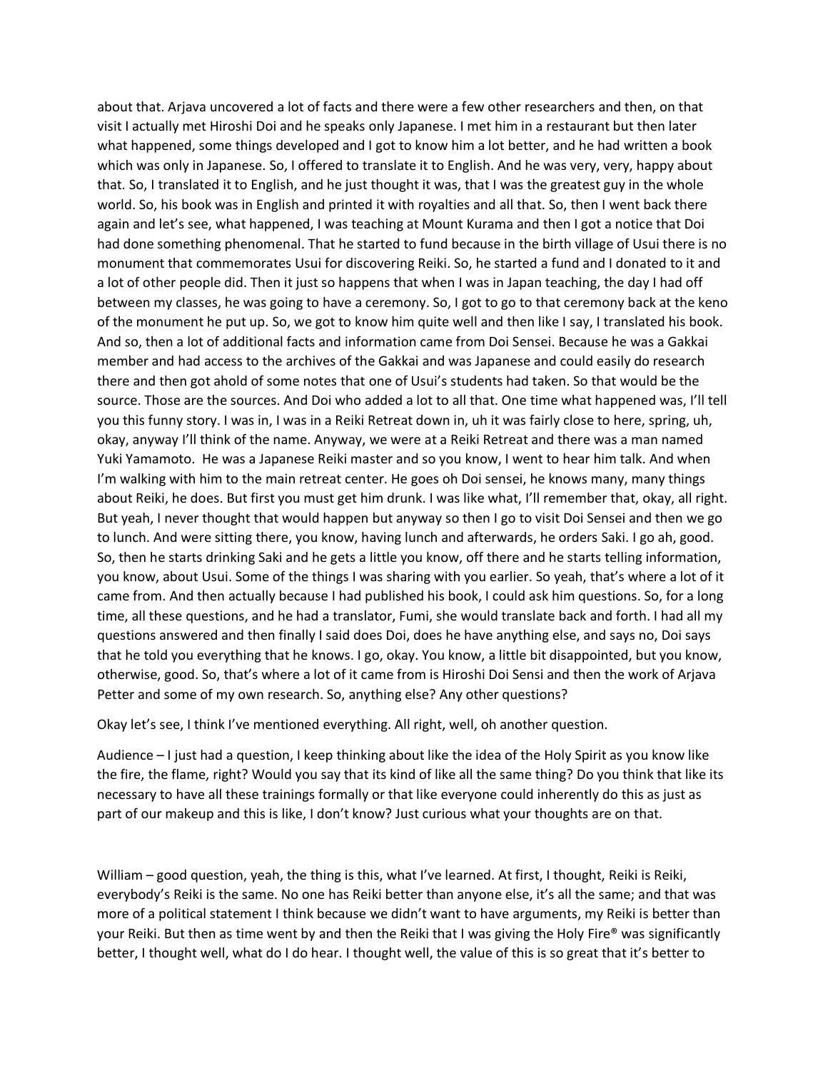about that. Arjava uncovered a lot of facts and there were a few other researchers and then, on that visit I actually met Hiroshi Doi and he speaks only Japanese. I met him in a restaurant but then later what happened, some things developed and I got to know him a lot better, and he had written a book which was only in Japanese. So, I offered to translate it to English. And he was very, very, happy about that. So, I translated it to English, and he just thought it was, that I was the greatest guy in the whole world. So, his book was in English and printed it with royalties and all that. So, then I went back there again and let's see, what happened, I was teaching at Mount Kurama and then I got a notice that Doi had done something phenomenal. That he started to fund because in the birth village of Usui there is no monument that commemorates Usui for discovering Reiki. So, he started a fund and I donated to it and a lot of other people did. Then it just so happens that when I was in Japan teaching, the day I had off between my classes, he was going to have a ceremony. So, I got to go to that ceremony back at the keno of the monument he put up. So, we got to know him quite well and then like I say, I translated his book. And so, then a lot of additional facts and information came from Doi Sensei. Because he was a Gakkai member and had access to the archives of the Gakkai and was Japanese and could easily do research there and then got ahold of some notes that one of Usui's students had taken. So that would be the source. Those are the sources. And Doi who added a lot to all that. One time what happened was, I'll tell you this funny story. I was in, I was in a Reiki Retreat down in, uh it was fairly close to here, spring, uh, okay, anyway I'll think of the name. Anyway, we were at a Reiki Retreat and there was a man named Yuki Yamamoto. He was a Japanese Reiki master and so you know, I went to hear him talk. And when I'm walking with him to the main retreat center. He goes oh Doi sensei, he knows many, many things about Reiki, he does. But first you must get him drunk. I was like what, I'll remember that, okay, all right. But yeah, I never thought that would happen but anyway so then I go to visit Doi Sensei and then we go to lunch. And were sitting there, you know, having lunch and afterwards, he orders Saki. I go ah, good. So, then he starts drinking Saki and he gets a little you know, off there and he starts telling information, you know, about Usui. Some of the things I was sharing with you earlier. So yeah, that's where a lot of it came from. And then actually because I had published his book, I could ask him questions. So, for a long time, all these questions, and he had a translator, Fumi, she would translate back and forth. I had all my questions answered and then finally I said does Doi, does he have anything else, and says no, Doi says that he told you everything that he knows. I go, okay. You know, a little bit disappointed, but you know, otherwise, good. So, that's where a lot of it came from is Hiroshi Doi Sensi and then the work of Arjava Petter and some of my own research. So, anything else? Any other questions?

Okay let's see, I think I've mentioned everything. All right, well, oh another question.

Audience – I just had a question, I keep thinking about like the idea of the Holy Spirit as you know like the fire, the flame, right? Would you say that its kind of like all the same thing? Do you think that like its necessary to have all these trainings formally or that like everyone could inherently do this as just as part of our makeup and this is like, I don't know? Just curious what your thoughts are on that.

William – good question, yeah, the thing is this, what I've learned. At first, I thought, Reiki is Reiki, everybody's Reiki is the same. No one has Reiki better than anyone else, it's all the same; and that was more of a political statement I think because we didn't want to have arguments, my Reiki is better than your Reiki. But then as time went by and then the Reiki that I was giving the Holy Fire® was significantly better, I thought well, what do I do hear. I thought well, the value of this is so great that it's better to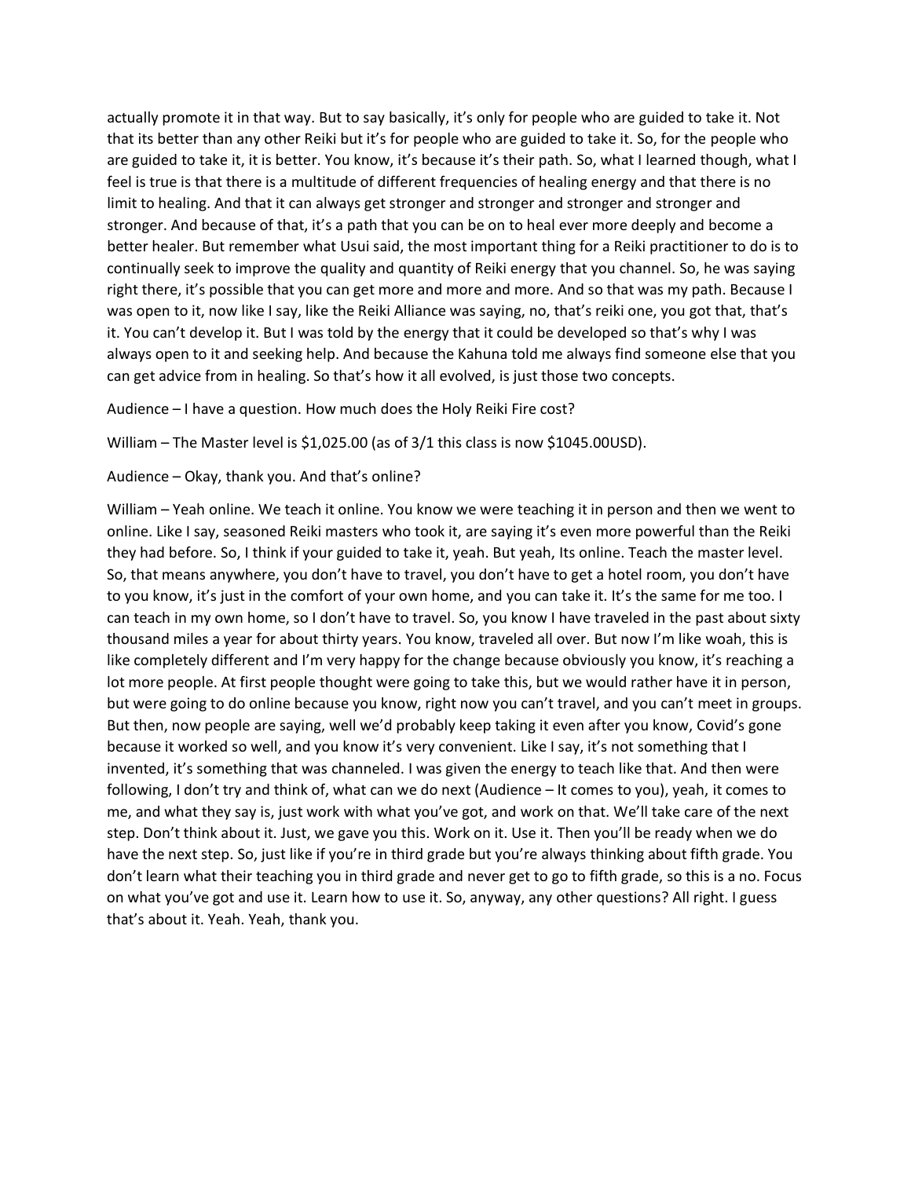actually promote it in that way. But to say basically, it's only for people who are guided to take it. Not that its better than any other Reiki but it's for people who are guided to take it. So, for the people who are guided to take it, it is better. You know, it's because it's their path. So, what I learned though, what I feel is true is that there is a multitude of different frequencies of healing energy and that there is no limit to healing. And that it can always get stronger and stronger and stronger and stronger and stronger. And because of that, it's a path that you can be on to heal ever more deeply and become a better healer. But remember what Usui said, the most important thing for a Reiki practitioner to do is to continually seek to improve the quality and quantity of Reiki energy that you channel. So, he was saying right there, it's possible that you can get more and more and more. And so that was my path. Because I was open to it, now like I say, like the Reiki Alliance was saying, no, that's reiki one, you got that, that's it. You can't develop it. But I was told by the energy that it could be developed so that's why I was always open to it and seeking help. And because the Kahuna told me always find someone else that you can get advice from in healing. So that's how it all evolved, is just those two concepts.

Audience – I have a question. How much does the Holy Reiki Fire cost?

William – The Master level is $1,025.00 (as of 3/1 this class is now $1045.00USD).

Audience – Okay, thank you. And that's online?

William – Yeah online. We teach it online. You know we were teaching it in person and then we went to online. Like I say, seasoned Reiki masters who took it, are saying it's even more powerful than the Reiki they had before. So, I think if your guided to take it, yeah. But yeah, Its online. Teach the master level. So, that means anywhere, you don't have to travel, you don't have to get a hotel room, you don't have to you know, it's just in the comfort of your own home, and you can take it. It's the same for me too. I can teach in my own home, so I don't have to travel. So, you know I have traveled in the past about sixty thousand miles a year for about thirty years. You know, traveled all over. But now I'm like woah, this is like completely different and I'm very happy for the change because obviously you know, it's reaching a lot more people. At first people thought were going to take this, but we would rather have it in person, but were going to do online because you know, right now you can't travel, and you can't meet in groups. But then, now people are saying, well we'd probably keep taking it even after you know, Covid's gone because it worked so well, and you know it's very convenient. Like I say, it's not something that I invented, it's something that was channeled. I was given the energy to teach like that. And then were following, I don't try and think of, what can we do next (Audience – It comes to you), yeah, it comes to me, and what they say is, just work with what you've got, and work on that. We'll take care of the next step. Don't think about it. Just, we gave you this. Work on it. Use it. Then you'll be ready when we do have the next step. So, just like if you're in third grade but you're always thinking about fifth grade. You don't learn what their teaching you in third grade and never get to go to fifth grade, so this is a no. Focus on what you've got and use it. Learn how to use it. So, anyway, any other questions? All right. I guess that's about it. Yeah. Yeah, thank you.